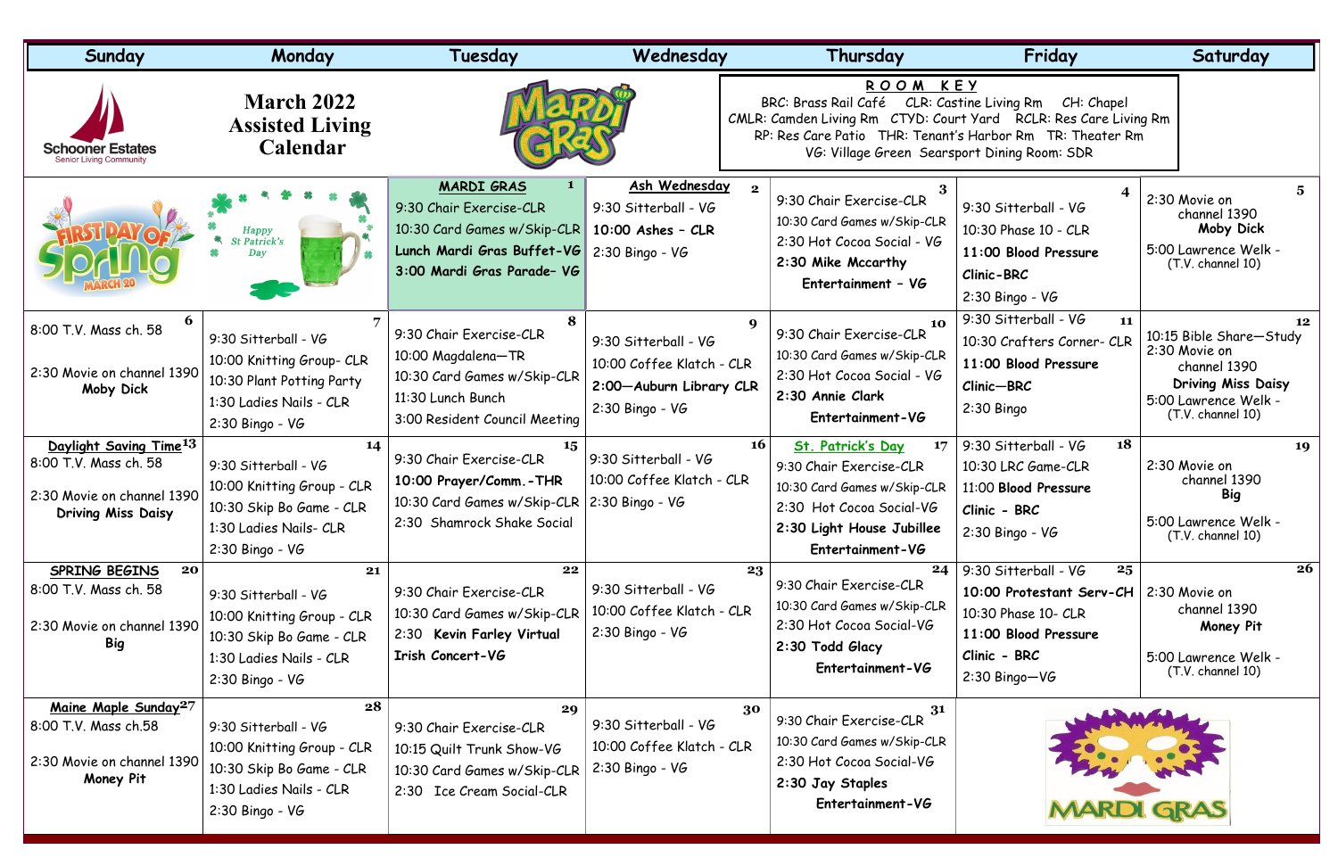# March 2022 Assisted Living Calendar

Schooner Estates — Senior Living Community

**ROOM KEY**
BRC: Brass Rail Café CLR: Castine Living Rm CH: Chapel
CMLR: Camden Living Rm CTYD: Court Yard RCLR: Res Care Living Rm
RP: Res Care Patio THR: Tenant's Harbor Rm TR: Theater Rm
VG: Village Green Searsport Dining Room: SDR

| Sunday | Monday | Tuesday | Wednesday | Thursday | Friday | Saturday |
|---|---|---|---|---|---|---|
| First Day of Spring March 20 | Happy St Patrick's Day | **1** **MARDI GRAS**<br>9:30 Chair Exercise-CLR<br>10:30 Card Games w/Skip-CLR<br>**Lunch Mardi Gras Buffet-VG**<br>**3:00 Mardi Gras Parade– VG** | **2** **Ash Wednesday**<br>9:30 Sitterball - VG<br>**10:00 Ashes - CLR**<br>2:30 Bingo - VG | **3**<br>9:30 Chair Exercise-CLR<br>10:30 Card Games w/Skip-CLR<br>2:30 Hot Cocoa Social - VG<br>**2:30 Mike Mccarthy Entertainment - VG** | **4**<br>9:30 Sitterball - VG<br>10:30 Phase 10 - CLR<br>**11:00 Blood Pressure Clinic-BRC**<br>2:30 Bingo - VG | **5**<br>2:30 Movie on channel 1390<br>**Moby Dick**<br>5:00 Lawrence Welk - (T.V. channel 10) |
| **6**<br>8:00 T.V. Mass ch. 58<br>2:30 Movie on channel 1390<br>**Moby Dick** | **7**<br>9:30 Sitterball - VG<br>10:00 Knitting Group- CLR<br>10:30 Plant Potting Party<br>1:30 Ladies Nails - CLR<br>2:30 Bingo - VG | **8**<br>9:30 Chair Exercise-CLR<br>10:00 Magdalena—TR<br>10:30 Card Games w/Skip-CLR<br>11:30 Lunch Bunch<br>3:00 Resident Council Meeting | **9**<br>9:30 Sitterball - VG<br>10:00 Coffee Klatch - CLR<br>**2:00—Auburn Library CLR**<br>2:30 Bingo - VG | **10**<br>9:30 Chair Exercise-CLR<br>10:30 Card Games w/Skip-CLR<br>2:30 Hot Cocoa Social - VG<br>**2:30 Annie Clark Entertainment-VG** | **11**<br>9:30 Sitterball - VG<br>10:30 Crafters Corner- CLR<br>**11:00 Blood Pressure Clinic—BRC**<br>2:30 Bingo | **12**<br>10:15 Bible Share—Study<br>2:30 Movie on channel 1390<br>**Driving Miss Daisy**<br>5:00 Lawrence Welk - (T.V. channel 10) |
| **13** **Daylight Saving Time**<br>8:00 T.V. Mass ch. 58<br>2:30 Movie on channel 1390<br>**Driving Miss Daisy** | **14**<br>9:30 Sitterball - VG<br>10:00 Knitting Group - CLR<br>10:30 Skip Bo Game - CLR<br>1:30 Ladies Nails- CLR<br>2:30 Bingo - VG | **15**<br>9:30 Chair Exercise-CLR<br>**10:00 Prayer/Comm.-THR**<br>10:30 Card Games w/Skip-CLR<br>2:30 Shamrock Shake Social | **16**<br>9:30 Sitterball - VG<br>10:00 Coffee Klatch - CLR<br>2:30 Bingo - VG | **17** **St. Patrick's Day**<br>9:30 Chair Exercise-CLR<br>10:30 Card Games w/Skip-CLR<br>2:30 Hot Cocoa Social-VG<br>**2:30 Light House Jubilee Entertainment-VG** | **18**<br>9:30 Sitterball - VG<br>10:30 LRC Game-CLR<br>11:00 **Blood Pressure Clinic - BRC**<br>2:30 Bingo - VG | **19**<br>2:30 Movie on channel 1390<br>**Big**<br>5:00 Lawrence Welk - (T.V. channel 10) |
| **20** **SPRING BEGINS**<br>8:00 T.V. Mass ch. 58<br>2:30 Movie on channel 1390<br>**Big** | **21**<br>9:30 Sitterball - VG<br>10:00 Knitting Group - CLR<br>10:30 Skip Bo Game - CLR<br>1:30 Ladies Nails - CLR<br>2:30 Bingo - VG | **22**<br>9:30 Chair Exercise-CLR<br>10:30 Card Games w/Skip-CLR<br>2:30 **Kevin Farley Virtual Irish Concert-VG** | **23**<br>9:30 Sitterball - VG<br>10:00 Coffee Klatch - CLR<br>2:30 Bingo - VG | **24**<br>9:30 Chair Exercise-CLR<br>10:30 Card Games w/Skip-CLR<br>2:30 Hot Cocoa Social-VG<br>**2:30 Todd Glacy Entertainment-VG** | **25**<br>9:30 Sitterball - VG<br>**10:00 Protestant Serv-CH**<br>10:30 Phase 10- CLR<br>**11:00 Blood Pressure Clinic - BRC**<br>2:30 Bingo—VG | **26**<br>2:30 Movie on channel 1390<br>**Money Pit**<br>5:00 Lawrence Welk - (T.V. channel 10) |
| **27** **Maine Maple Sunday**<br>8:00 T.V. Mass ch.58<br>2:30 Movie on channel 1390<br>**Money Pit** | **28**<br>9:30 Sitterball - VG<br>10:00 Knitting Group - CLR<br>10:30 Skip Bo Game - CLR<br>1:30 Ladies Nails - CLR<br>2:30 Bingo - VG | **29**<br>9:30 Chair Exercise-CLR<br>10:15 Quilt Trunk Show-VG<br>10:30 Card Games w/Skip-CLR<br>2:30 Ice Cream Social-CLR | **30**<br>9:30 Sitterball - VG<br>10:00 Coffee Klatch - CLR<br>2:30 Bingo - VG | **31**<br>9:30 Chair Exercise-CLR<br>10:30 Card Games w/Skip-CLR<br>2:30 Hot Cocoa Social-VG<br>**2:30 Jay Staples Entertainment-VG** | MARDI GRAS | |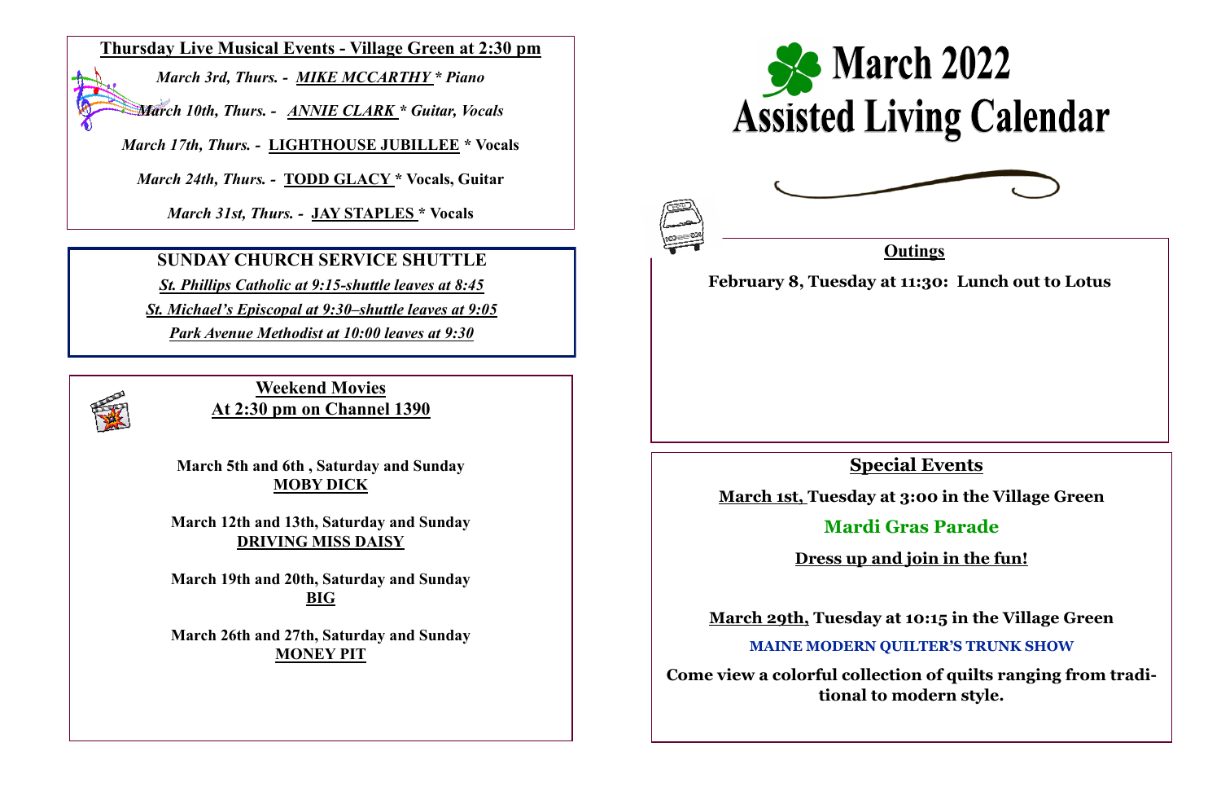# March 2022 Assisted Living Calendar

## Thursday Live Musical Events - Village Green at 2:30 pm

*March 3rd, Thurs. - MIKE MCCARTHY * Piano*

*March 10th, Thurs. - ANNIE CLARK * Guitar, Vocals*

*March 17th, Thurs.* - **LIGHTHOUSE JUBILLEE * Vocals**

*March 24th, Thurs.* - **TODD GLACY * Vocals, Guitar**

*March 31st, Thurs.* - **JAY STAPLES * Vocals**

## SUNDAY CHURCH SERVICE SHUTTLE

*St. Phillips Catholic at 9:15-shuttle leaves at 8:45*

*St. Michael's Episcopal at 9:30–shuttle leaves at 9:05*

*Park Avenue Methodist at 10:00 leaves at 9:30*

## Weekend Movies
## At 2:30 pm on Channel 1390

**March 5th and 6th , Saturday and Sunday**
**MOBY DICK**

**March 12th and 13th, Saturday and Sunday**
**DRIVING MISS DAISY**

**March 19th and 20th, Saturday and Sunday**
**BIG**

**March 26th and 27th, Saturday and Sunday**
**MONEY PIT**

## Outings

**February 8, Tuesday at 11:30: Lunch out to Lotus**

## Special Events

**March 1st, Tuesday at 3:00 in the Village Green**

**Mardi Gras Parade**

**Dress up and join in the fun!**

**March 29th, Tuesday at 10:15 in the Village Green**

**MAINE MODERN QUILTER'S TRUNK SHOW**

**Come view a colorful collection of quilts ranging from traditional to modern style.**